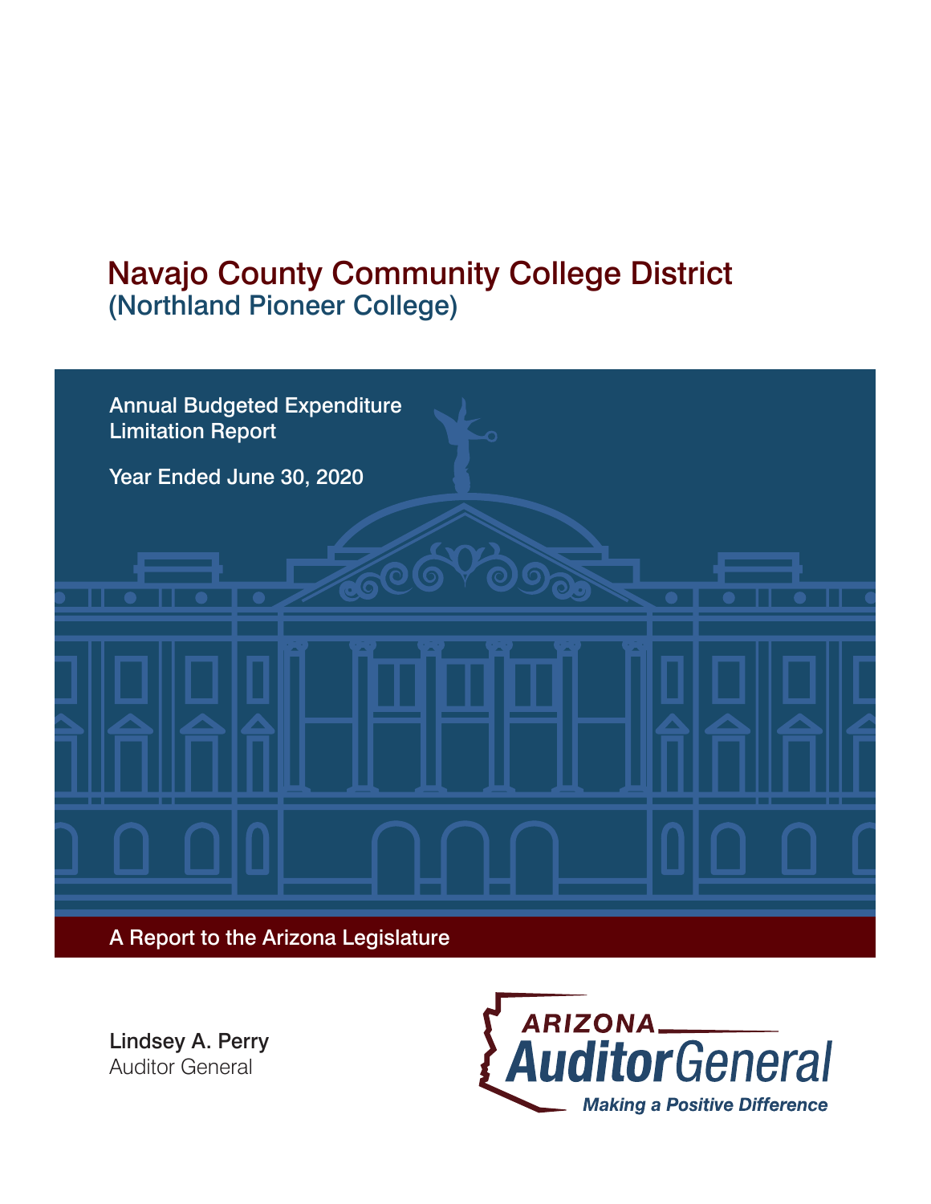# Navajo County Community College District
## (Northland Pioneer College)

Annual Budgeted Expenditure Limitation Report

Year Ended June 30, 2020

A Report to the Arizona Legislature

Lindsey A. Perry
Auditor General

ARIZONA Auditor General
*Making a Positive Difference*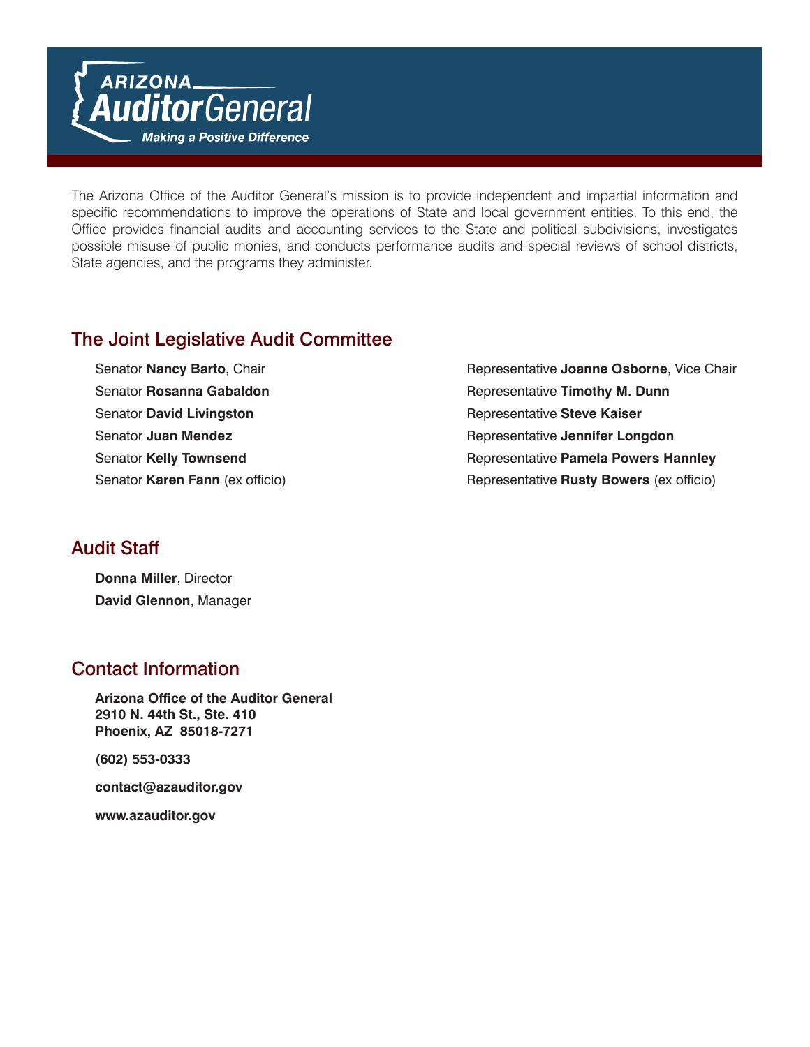ARIZONA **Auditor**General

*Making a Positive Difference*

The Arizona Office of the Auditor General's mission is to provide independent and impartial information and specific recommendations to improve the operations of State and local government entities. To this end, the Office provides financial audits and accounting services to the State and political subdivisions, investigates possible misuse of public monies, and conducts performance audits and special reviews of school districts, State agencies, and the programs they administer.

## The Joint Legislative Audit Committee

Senator **Nancy Barto**, Chair
Senator **Rosanna Gabaldon**
Senator **David Livingston**
Senator **Juan Mendez**
Senator **Kelly Townsend**
Senator **Karen Fann** (ex officio)

Representative **Joanne Osborne**, Vice Chair
Representative **Timothy M. Dunn**
Representative **Steve Kaiser**
Representative **Jennifer Longdon**
Representative **Pamela Powers Hannley**
Representative **Rusty Bowers** (ex officio)

## Audit Staff

**Donna Miller**, Director
**David Glennon**, Manager

## Contact Information

**Arizona Office of the Auditor General**
**2910 N. 44th St., Ste. 410**
**Phoenix, AZ 85018-7271**

**(602) 553-0333**

**contact@azauditor.gov**

**www.azauditor.gov**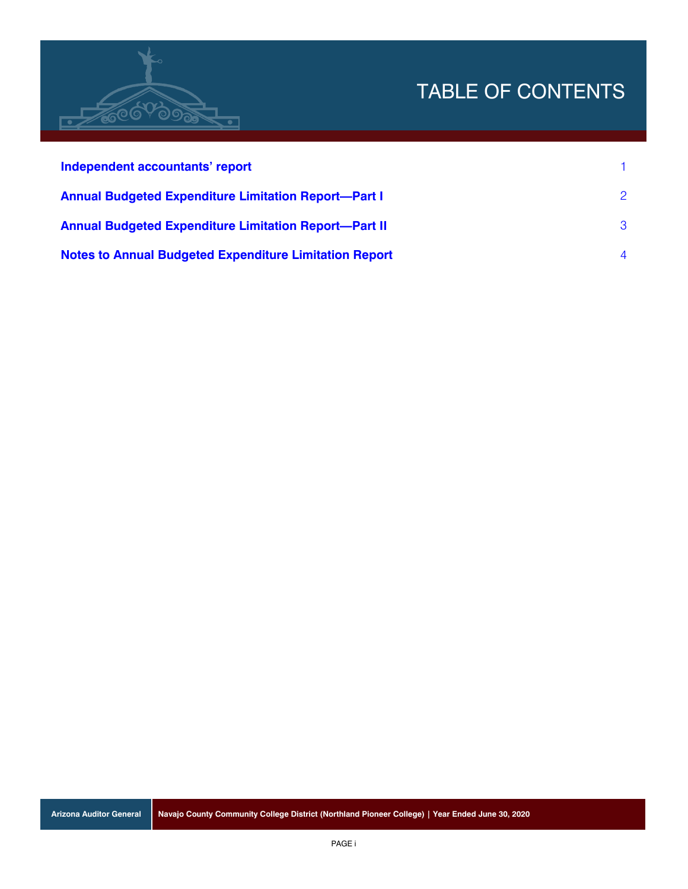# TABLE OF CONTENTS

| | |
|---|---|
| **Independent accountants' report** | 1 |
| **Annual Budgeted Expenditure Limitation Report—Part I** | 2 |
| **Annual Budgeted Expenditure Limitation Report—Part II** | 3 |
| **Notes to Annual Budgeted Expenditure Limitation Report** | 4 |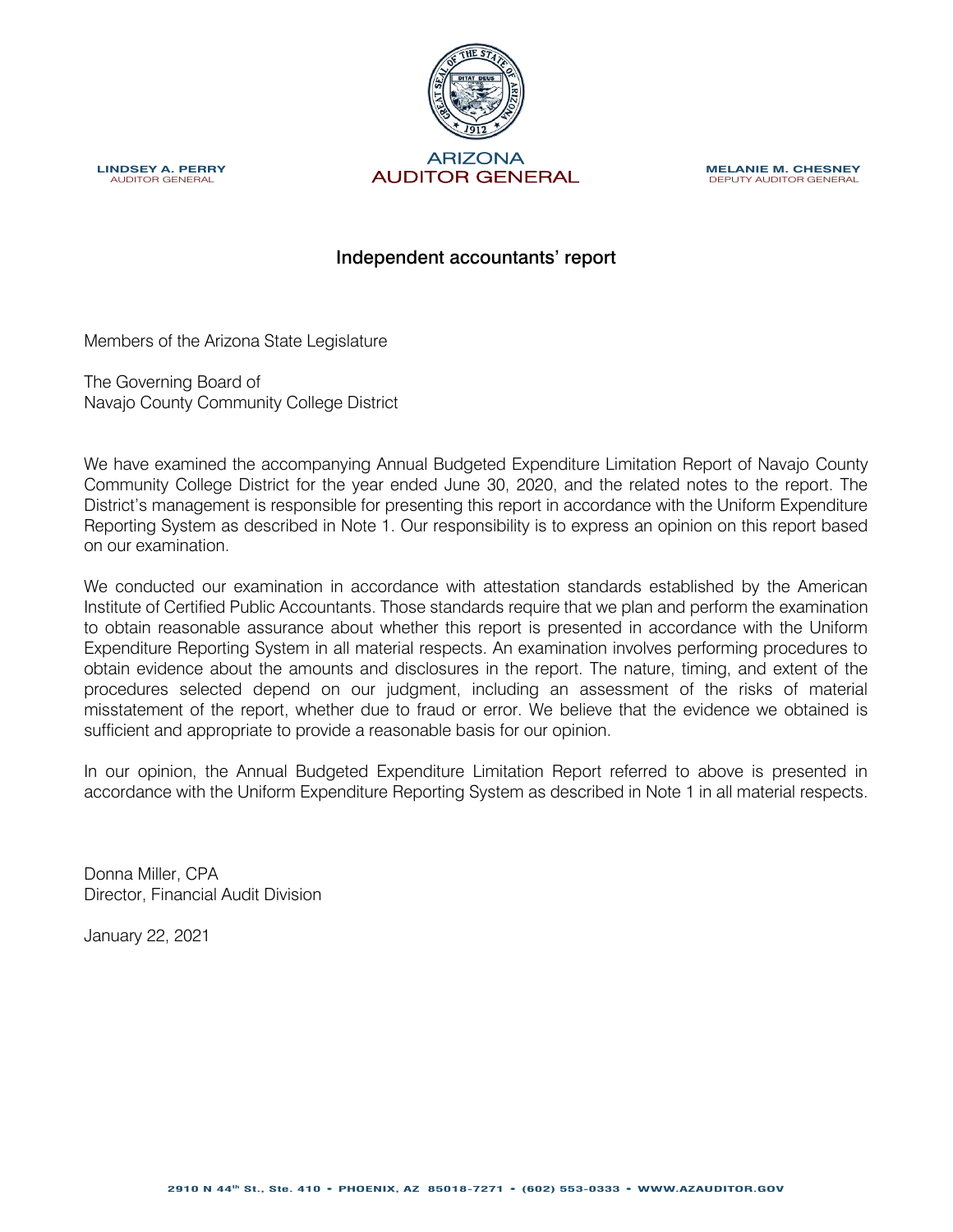LINDSEY A. PERRY
AUDITOR GENERAL

ARIZONA
AUDITOR GENERAL

MELANIE M. CHESNEY
DEPUTY AUDITOR GENERAL

## Independent accountants' report

Members of the Arizona State Legislature

The Governing Board of
Navajo County Community College District

We have examined the accompanying Annual Budgeted Expenditure Limitation Report of Navajo County Community College District for the year ended June 30, 2020, and the related notes to the report. The District's management is responsible for presenting this report in accordance with the Uniform Expenditure Reporting System as described in Note 1. Our responsibility is to express an opinion on this report based on our examination.

We conducted our examination in accordance with attestation standards established by the American Institute of Certified Public Accountants. Those standards require that we plan and perform the examination to obtain reasonable assurance about whether this report is presented in accordance with the Uniform Expenditure Reporting System in all material respects. An examination involves performing procedures to obtain evidence about the amounts and disclosures in the report. The nature, timing, and extent of the procedures selected depend on our judgment, including an assessment of the risks of material misstatement of the report, whether due to fraud or error. We believe that the evidence we obtained is sufficient and appropriate to provide a reasonable basis for our opinion.

In our opinion, the Annual Budgeted Expenditure Limitation Report referred to above is presented in accordance with the Uniform Expenditure Reporting System as described in Note 1 in all material respects.

Donna Miller, CPA
Director, Financial Audit Division

January 22, 2021

2910 N 44th St., Ste. 410 • PHOENIX, AZ 85018-7271 • (602) 553-0333 • WWW.AZAUDITOR.GOV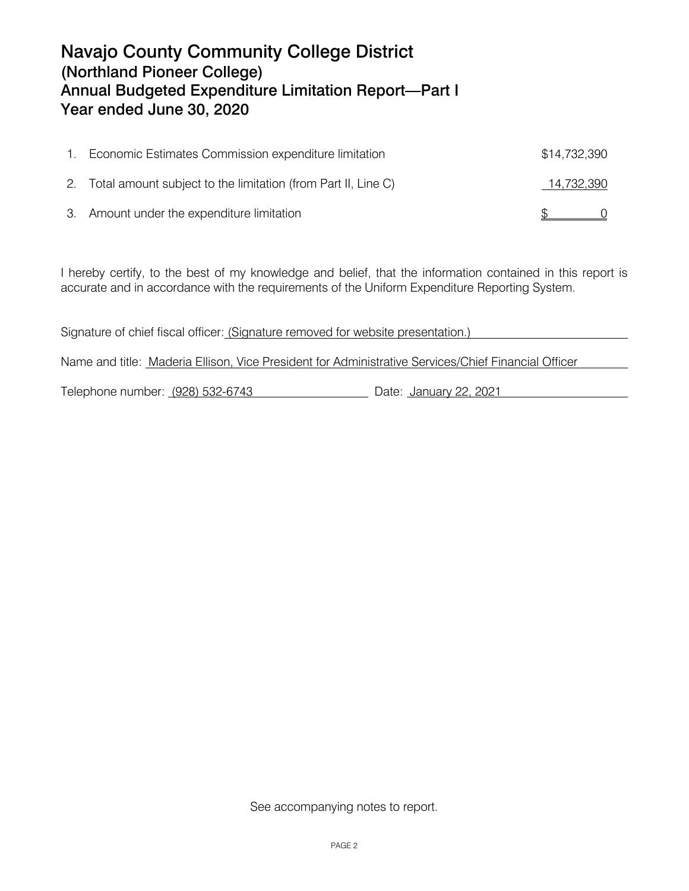# Navajo County Community College District
## (Northland Pioneer College)
## Annual Budgeted Expenditure Limitation Report—Part I
## Year ended June 30, 2020

| | | |
|---|---|---|
| 1. | Economic Estimates Commission expenditure limitation | $14,732,390 |
| 2. | Total amount subject to the limitation (from Part II, Line C) | 14,732,390 |
| 3. | Amount under the expenditure limitation | $ 0 |

I hereby certify, to the best of my knowledge and belief, that the information contained in this report is accurate and in accordance with the requirements of the Uniform Expenditure Reporting System.

Signature of chief fiscal officer: (Signature removed for website presentation.)

Name and title: Maderia Ellison, Vice President for Administrative Services/Chief Financial Officer

Telephone number: (928) 532-6743 Date: January 22, 2021

See accompanying notes to report.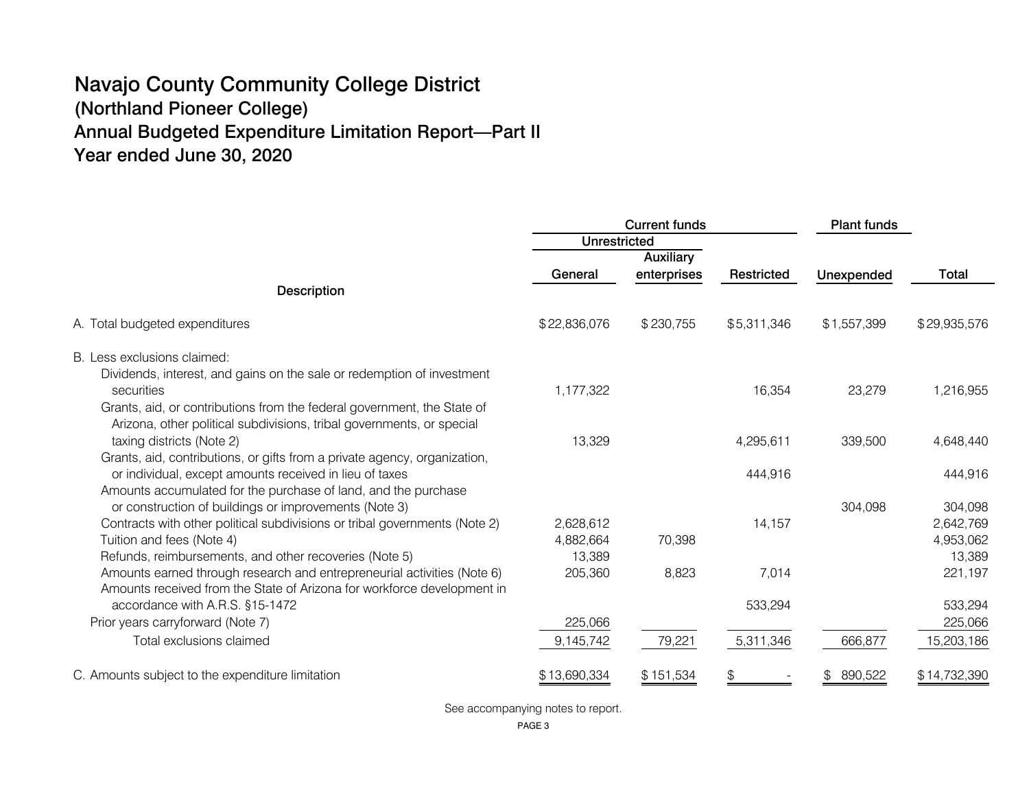# Navajo County Community College District
## (Northland Pioneer College)
## Annual Budgeted Expenditure Limitation Report—Part II
## Year ended June 30, 2020

| Description | Current funds | | | Plant funds | |
|---|---|---|---|---|---|
| | Unrestricted | | | | |
| | General | Auxiliary enterprises | Restricted | Unexpended | Total |
| A. Total budgeted expenditures | $22,836,076 | $230,755 | $5,311,346 | $1,557,399 | $29,935,576 |
| B. Less exclusions claimed: | | | | | |
| Dividends, interest, and gains on the sale or redemption of investment securities | 1,177,322 | | 16,354 | 23,279 | 1,216,955 |
| Grants, aid, or contributions from the federal government, the State of Arizona, other political subdivisions, tribal governments, or special taxing districts (Note 2) | 13,329 | | 4,295,611 | 339,500 | 4,648,440 |
| Grants, aid, contributions, or gifts from a private agency, organization, or individual, except amounts received in lieu of taxes | | | 444,916 | | 444,916 |
| Amounts accumulated for the purchase of land, and the purchase or construction of buildings or improvements (Note 3) | | | | 304,098 | 304,098 |
| Contracts with other political subdivisions or tribal governments (Note 2) | 2,628,612 | | 14,157 | | 2,642,769 |
| Tuition and fees (Note 4) | 4,882,664 | 70,398 | | | 4,953,062 |
| Refunds, reimbursements, and other recoveries (Note 5) | 13,389 | | | | 13,389 |
| Amounts earned through research and entrepreneurial activities (Note 6) | 205,360 | 8,823 | 7,014 | | 221,197 |
| Amounts received from the State of Arizona for workforce development in accordance with A.R.S. §15-1472 | | | 533,294 | | 533,294 |
| Prior years carryforward (Note 7) | 225,066 | | | | 225,066 |
| Total exclusions claimed | 9,145,742 | 79,221 | 5,311,346 | 666,877 | 15,203,186 |
| C. Amounts subject to the expenditure limitation | $13,690,334 | $151,534 | $ - | $ 890,522 | $14,732,390 |

See accompanying notes to report.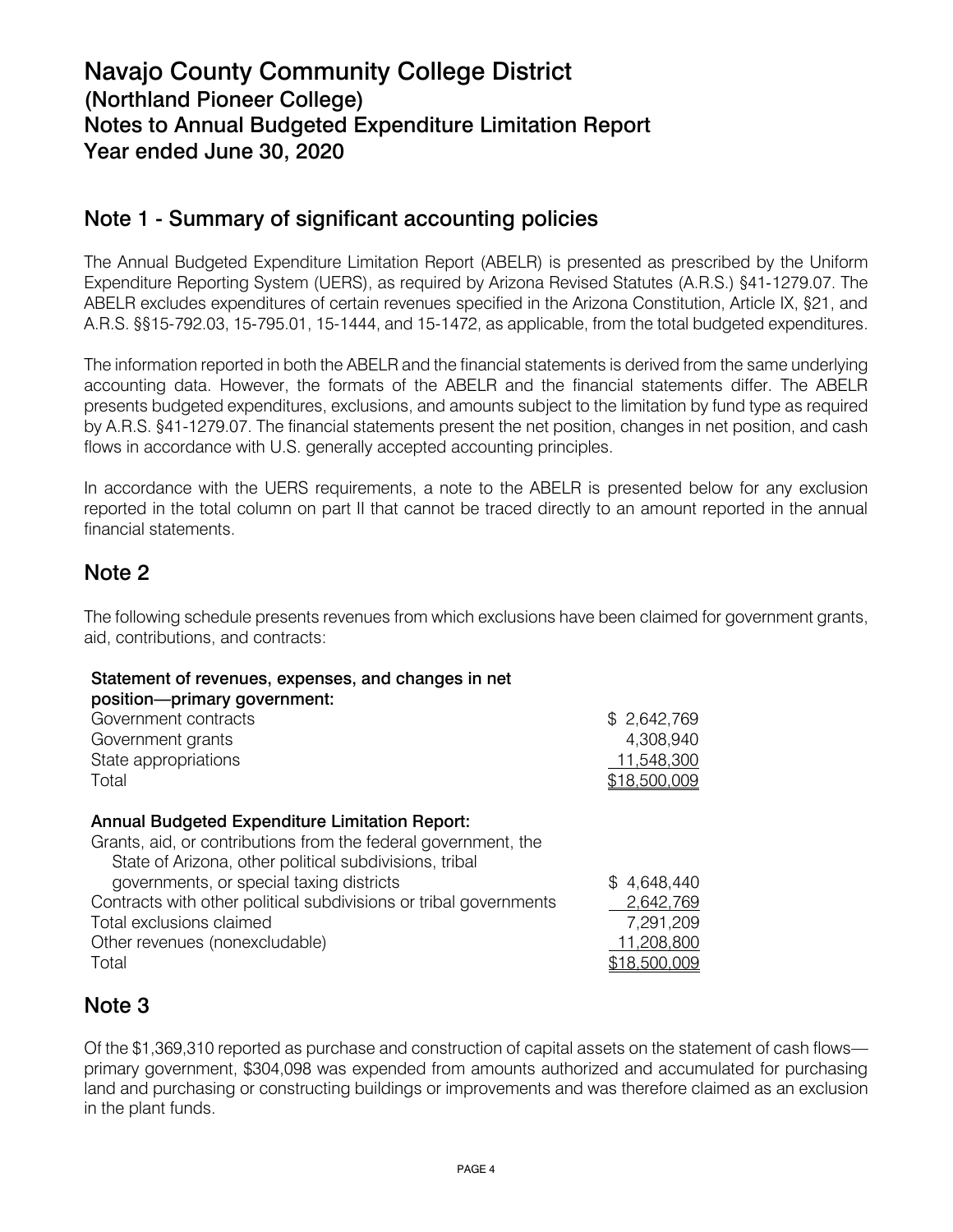# Navajo County Community College District
## (Northland Pioneer College)
## Notes to Annual Budgeted Expenditure Limitation Report
## Year ended June 30, 2020

## Note 1 - Summary of significant accounting policies

The Annual Budgeted Expenditure Limitation Report (ABELR) is presented as prescribed by the Uniform Expenditure Reporting System (UERS), as required by Arizona Revised Statutes (A.R.S.) §41-1279.07. The ABELR excludes expenditures of certain revenues specified in the Arizona Constitution, Article IX, §21, and A.R.S. §§15-792.03, 15-795.01, 15-1444, and 15-1472, as applicable, from the total budgeted expenditures.

The information reported in both the ABELR and the financial statements is derived from the same underlying accounting data. However, the formats of the ABELR and the financial statements differ. The ABELR presents budgeted expenditures, exclusions, and amounts subject to the limitation by fund type as required by A.R.S. §41-1279.07. The financial statements present the net position, changes in net position, and cash flows in accordance with U.S. generally accepted accounting principles.

In accordance with the UERS requirements, a note to the ABELR is presented below for any exclusion reported in the total column on part II that cannot be traced directly to an amount reported in the annual financial statements.

## Note 2

The following schedule presents revenues from which exclusions have been claimed for government grants, aid, contributions, and contracts:

| | |
|---|---|
| **Statement of revenues, expenses, and changes in net position—primary government:** | |
| Government contracts | $ 2,642,769 |
| Government grants | 4,308,940 |
| State appropriations | 11,548,300 |
| Total | $18,500,009 |
| | |
| **Annual Budgeted Expenditure Limitation Report:** | |
| Grants, aid, or contributions from the federal government, the State of Arizona, other political subdivisions, tribal governments, or special taxing districts | $ 4,648,440 |
| Contracts with other political subdivisions or tribal governments | 2,642,769 |
| Total exclusions claimed | 7,291,209 |
| Other revenues (nonexcludable) | 11,208,800 |
| Total | $18,500,009 |

## Note 3

Of the $1,369,310 reported as purchase and construction of capital assets on the statement of cash flows—primary government, $304,098 was expended from amounts authorized and accumulated for purchasing land and purchasing or constructing buildings or improvements and was therefore claimed as an exclusion in the plant funds.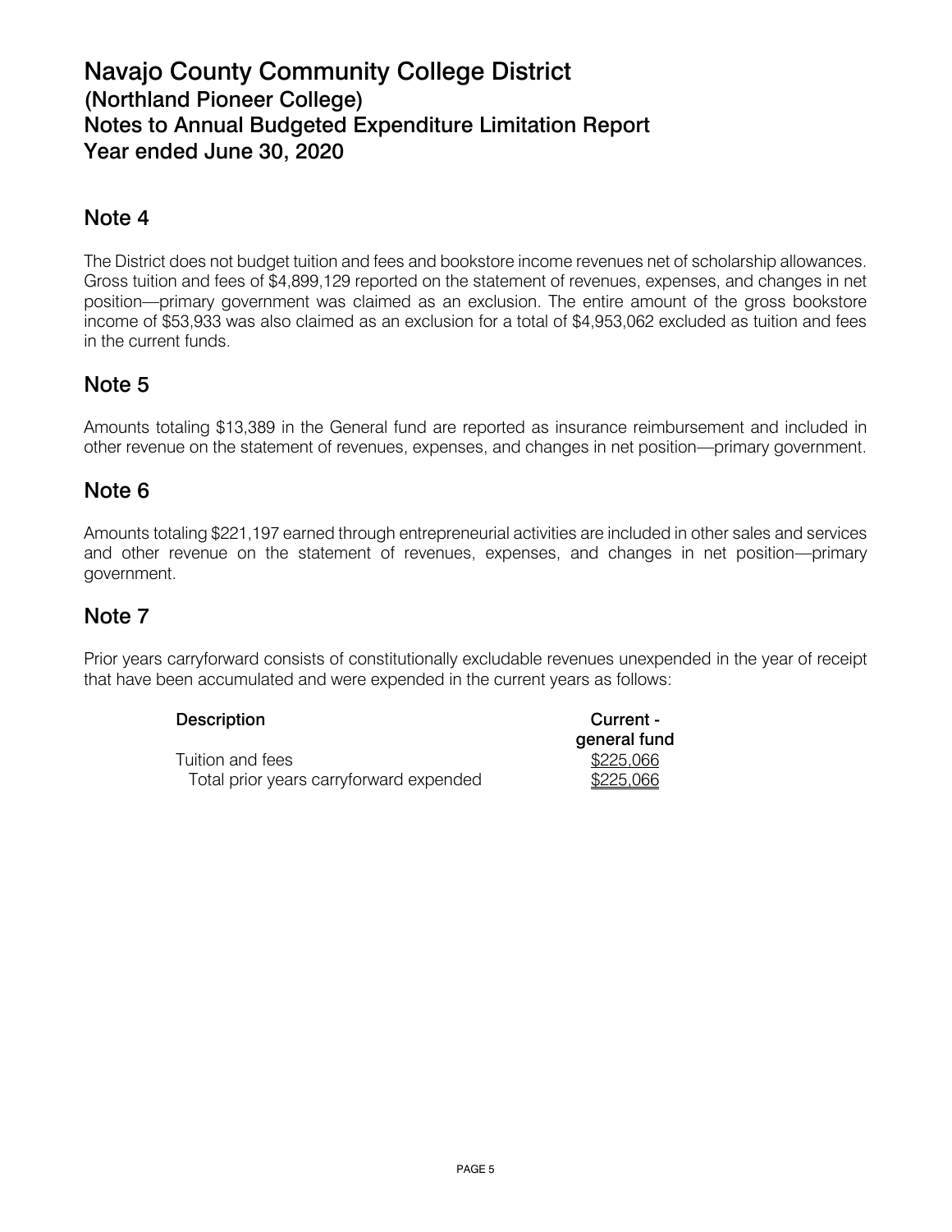# Navajo County Community College District
## (Northland Pioneer College)
## Notes to Annual Budgeted Expenditure Limitation Report
## Year ended June 30, 2020

## Note 4

The District does not budget tuition and fees and bookstore income revenues net of scholarship allowances. Gross tuition and fees of $4,899,129 reported on the statement of revenues, expenses, and changes in net position—primary government was claimed as an exclusion. The entire amount of the gross bookstore income of $53,933 was also claimed as an exclusion for a total of $4,953,062 excluded as tuition and fees in the current funds.

## Note 5

Amounts totaling $13,389 in the General fund are reported as insurance reimbursement and included in other revenue on the statement of revenues, expenses, and changes in net position—primary government.

## Note 6

Amounts totaling $221,197 earned through entrepreneurial activities are included in other sales and services and other revenue on the statement of revenues, expenses, and changes in net position—primary government.

## Note 7

Prior years carryforward consists of constitutionally excludable revenues unexpended in the year of receipt that have been accumulated and were expended in the current years as follows:

| Description | Current - general fund |
|---|---|
| Tuition and fees | $225,066 |
| Total prior years carryforward expended | $225,066 |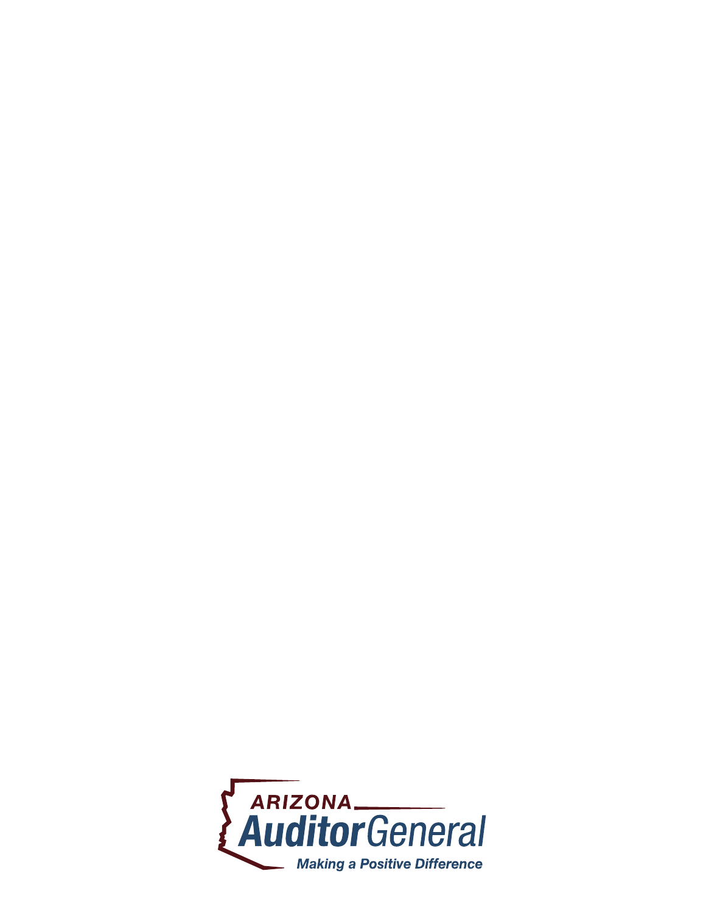ARIZONA

AuditorGeneral

*Making a Positive Difference*